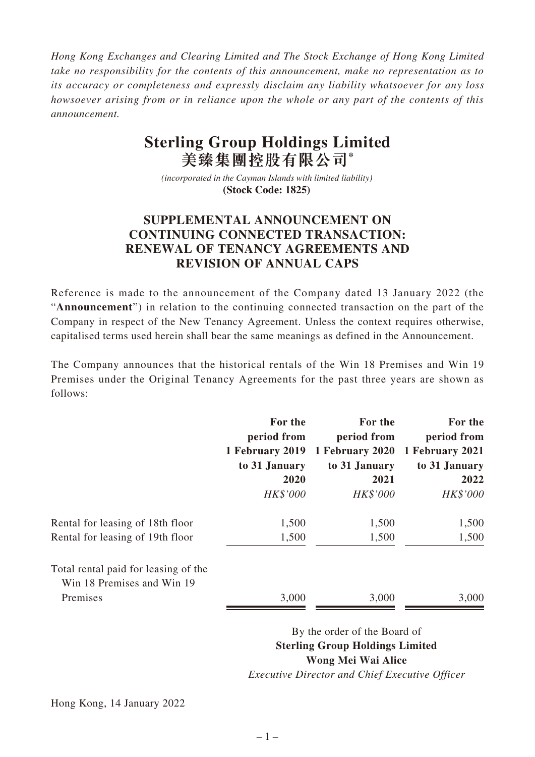*Hong Kong Exchanges and Clearing Limited and The Stock Exchange of Hong Kong Limited take no responsibility for the contents of this announcement, make no representation as to its accuracy or completeness and expressly disclaim any liability whatsoever for any loss howsoever arising from or in reliance upon the whole or any part of the contents of this announcement.*

# Sterling Group Holdings Limited
# 美臻集團控股有限公司*

*(incorporated in the Cayman Islands with limited liability)*
**(Stock Code: 1825)**

## SUPPLEMENTAL ANNOUNCEMENT ON CONTINUING CONNECTED TRANSACTION: RENEWAL OF TENANCY AGREEMENTS AND REVISION OF ANNUAL CAPS

Reference is made to the announcement of the Company dated 13 January 2022 (the "**Announcement**") in relation to the continuing connected transaction on the part of the Company in respect of the New Tenancy Agreement. Unless the context requires otherwise, capitalised terms used herein shall bear the same meanings as defined in the Announcement.

The Company announces that the historical rentals of the Win 18 Premises and Win 19 Premises under the Original Tenancy Agreements for the past three years are shown as follows:

| | For the period from 1 February 2019 to 31 January 2020 | For the period from 1 February 2020 to 31 January 2021 | For the period from 1 February 2021 to 31 January 2022 |
|---|---|---|---|
| | *HK$'000* | *HK$'000* | *HK$'000* |
| Rental for leasing of 18th floor | 1,500 | 1,500 | 1,500 |
| Rental for leasing of 19th floor | 1,500 | 1,500 | 1,500 |
| Total rental paid for leasing of the Win 18 Premises and Win 19 Premises | 3,000 | 3,000 | 3,000 |

By the order of the Board of
**Sterling Group Holdings Limited**
**Wong Mei Wai Alice**
*Executive Director and Chief Executive Officer*

Hong Kong, 14 January 2022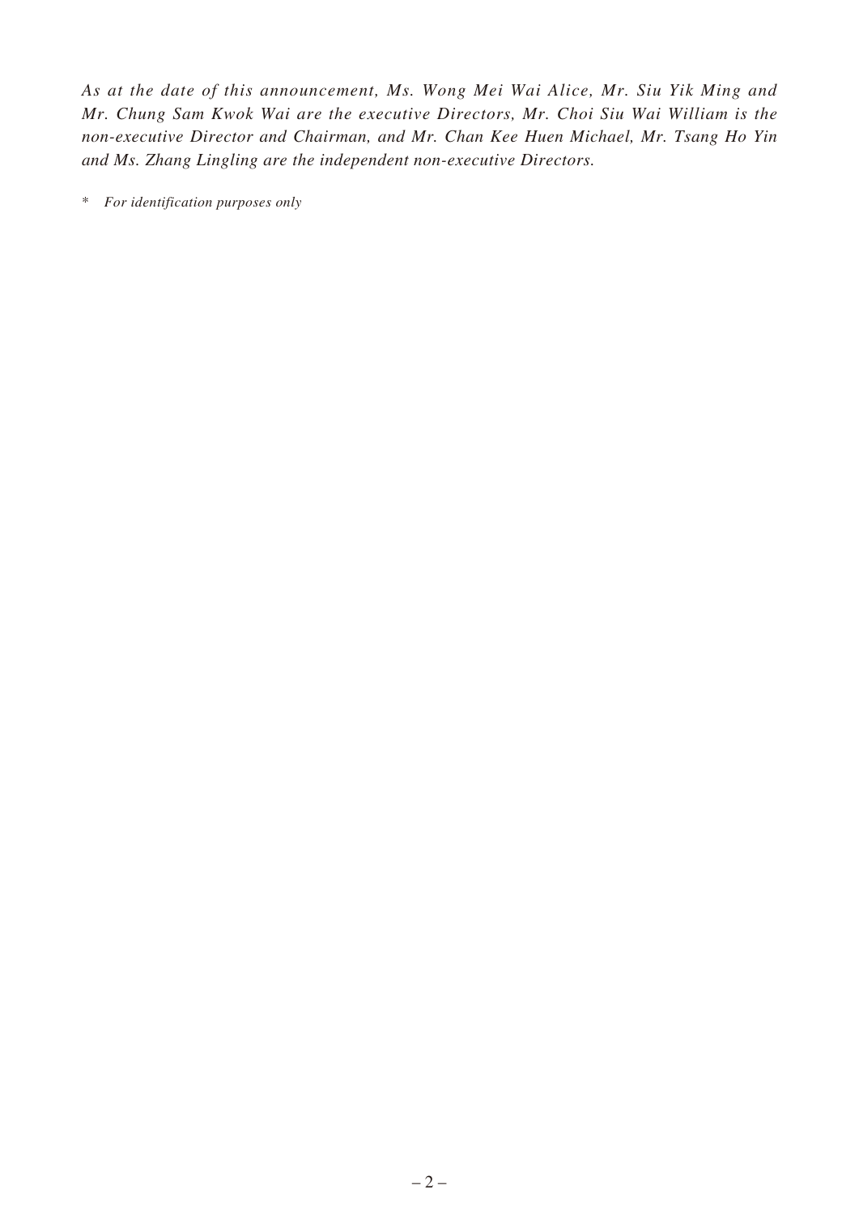*As at the date of this announcement, Ms. Wong Mei Wai Alice, Mr. Siu Yik Ming and Mr. Chung Sam Kwok Wai are the executive Directors, Mr. Choi Siu Wai William is the non-executive Director and Chairman, and Mr. Chan Kee Huen Michael, Mr. Tsang Ho Yin and Ms. Zhang Lingling are the independent non-executive Directors.*

\* *For identification purposes only*